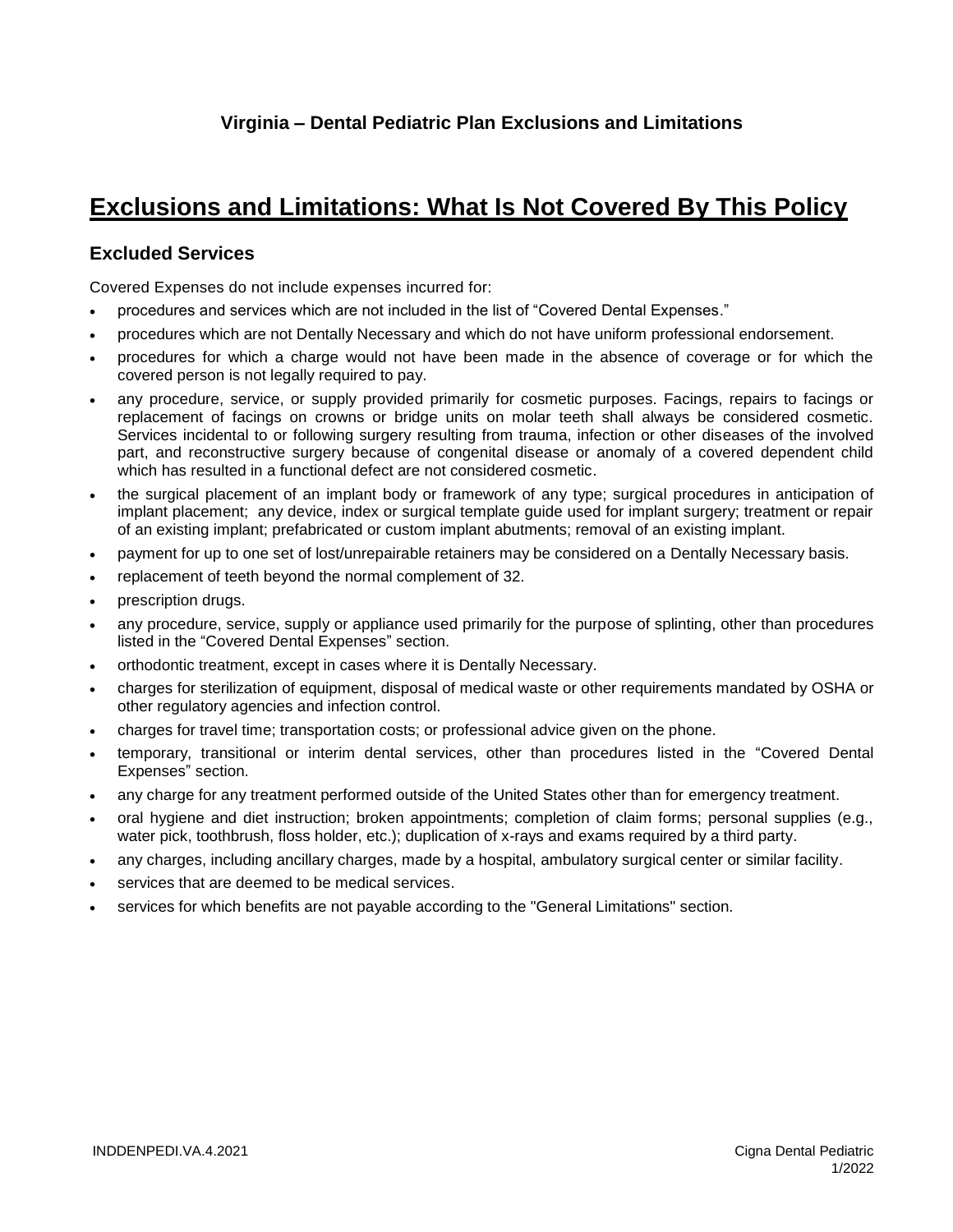### Virginia – Dental Pediatric Plan Exclusions and Limitations

# Exclusions and Limitations: What Is Not Covered By This Policy

## Excluded Services

Covered Expenses do not include expenses incurred for:

- procedures and services which are not included in the list of "Covered Dental Expenses."
- procedures which are not Dentally Necessary and which do not have uniform professional endorsement.
- procedures for which a charge would not have been made in the absence of coverage or for which the covered person is not legally required to pay.
- any procedure, service, or supply provided primarily for cosmetic purposes. Facings, repairs to facings or replacement of facings on crowns or bridge units on molar teeth shall always be considered cosmetic. Services incidental to or following surgery resulting from trauma, infection or other diseases of the involved part, and reconstructive surgery because of congenital disease or anomaly of a covered dependent child which has resulted in a functional defect are not considered cosmetic.
- the surgical placement of an implant body or framework of any type; surgical procedures in anticipation of implant placement; any device, index or surgical template guide used for implant surgery; treatment or repair of an existing implant; prefabricated or custom implant abutments; removal of an existing implant.
- payment for up to one set of lost/unrepairable retainers may be considered on a Dentally Necessary basis.
- replacement of teeth beyond the normal complement of 32.
- prescription drugs.
- any procedure, service, supply or appliance used primarily for the purpose of splinting, other than procedures listed in the "Covered Dental Expenses" section.
- orthodontic treatment, except in cases where it is Dentally Necessary.
- charges for sterilization of equipment, disposal of medical waste or other requirements mandated by OSHA or other regulatory agencies and infection control.
- charges for travel time; transportation costs; or professional advice given on the phone.
- temporary, transitional or interim dental services, other than procedures listed in the "Covered Dental Expenses" section.
- any charge for any treatment performed outside of the United States other than for emergency treatment.
- oral hygiene and diet instruction; broken appointments; completion of claim forms; personal supplies (e.g., water pick, toothbrush, floss holder, etc.); duplication of x-rays and exams required by a third party.
- any charges, including ancillary charges, made by a hospital, ambulatory surgical center or similar facility.
- services that are deemed to be medical services.
- services for which benefits are not payable according to the "General Limitations" section.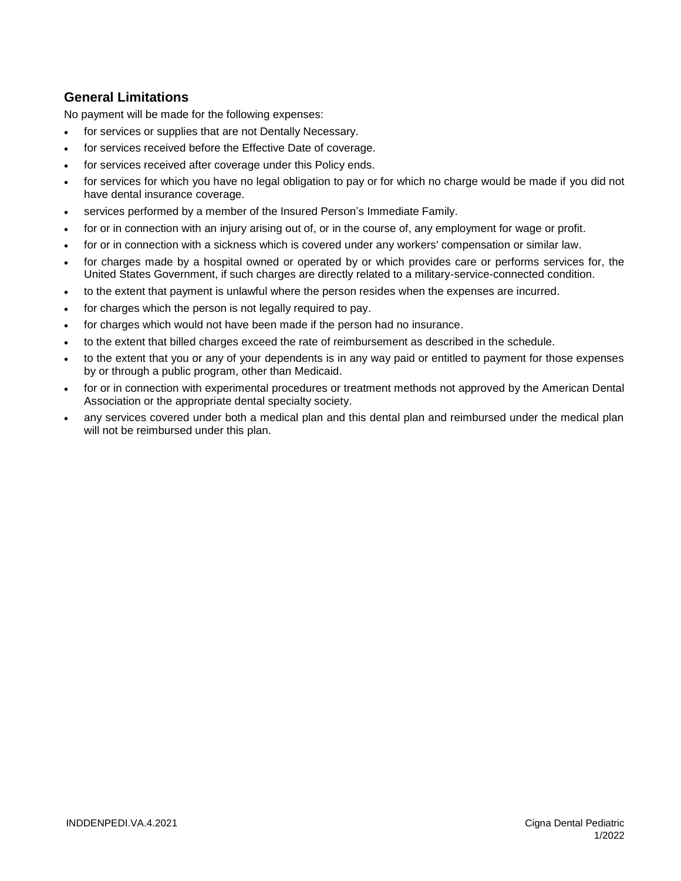## General Limitations

No payment will be made for the following expenses:

- for services or supplies that are not Dentally Necessary.
- for services received before the Effective Date of coverage.
- for services received after coverage under this Policy ends.
- for services for which you have no legal obligation to pay or for which no charge would be made if you did not have dental insurance coverage.
- services performed by a member of the Insured Person's Immediate Family.
- for or in connection with an injury arising out of, or in the course of, any employment for wage or profit.
- for or in connection with a sickness which is covered under any workers' compensation or similar law.
- for charges made by a hospital owned or operated by or which provides care or performs services for, the United States Government, if such charges are directly related to a military-service-connected condition.
- to the extent that payment is unlawful where the person resides when the expenses are incurred.
- for charges which the person is not legally required to pay.
- for charges which would not have been made if the person had no insurance.
- to the extent that billed charges exceed the rate of reimbursement as described in the schedule.
- to the extent that you or any of your dependents is in any way paid or entitled to payment for those expenses by or through a public program, other than Medicaid.
- for or in connection with experimental procedures or treatment methods not approved by the American Dental Association or the appropriate dental specialty society.
- any services covered under both a medical plan and this dental plan and reimbursed under the medical plan will not be reimbursed under this plan.